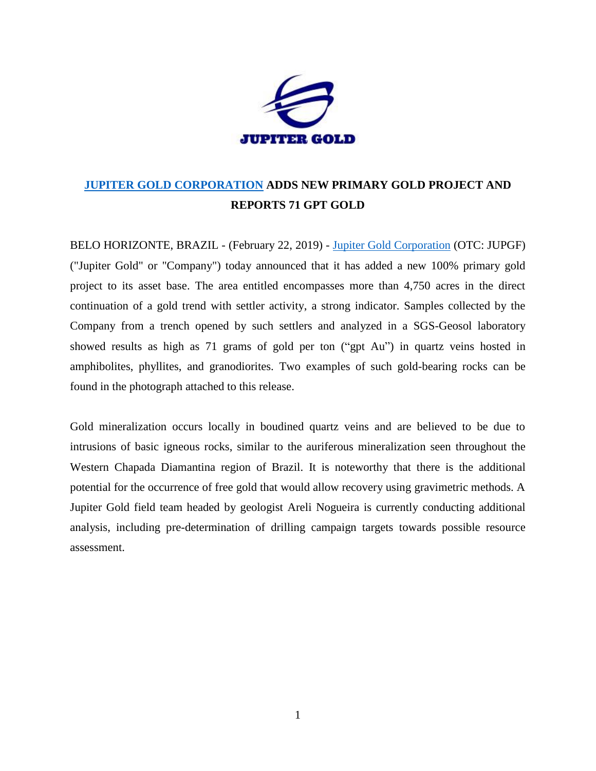JUPITER GOLD

# JUPITER GOLD CORPORATION ADDS NEW PRIMARY GOLD PROJECT AND REPORTS 71 GPT GOLD

BELO HORIZONTE, BRAZIL - (February 22, 2019) - Jupiter Gold Corporation (OTC: JUPGF) ("Jupiter Gold" or "Company") today announced that it has added a new 100% primary gold project to its asset base. The area entitled encompasses more than 4,750 acres in the direct continuation of a gold trend with settler activity, a strong indicator. Samples collected by the Company from a trench opened by such settlers and analyzed in a SGS-Geosol laboratory showed results as high as 71 grams of gold per ton ("gpt Au") in quartz veins hosted in amphibolites, phyllites, and granodiorites. Two examples of such gold-bearing rocks can be found in the photograph attached to this release.

Gold mineralization occurs locally in boudined quartz veins and are believed to be due to intrusions of basic igneous rocks, similar to the auriferous mineralization seen throughout the Western Chapada Diamantina region of Brazil. It is noteworthy that there is the additional potential for the occurrence of free gold that would allow recovery using gravimetric methods. A Jupiter Gold field team headed by geologist Areli Nogueira is currently conducting additional analysis, including pre-determination of drilling campaign targets towards possible resource assessment.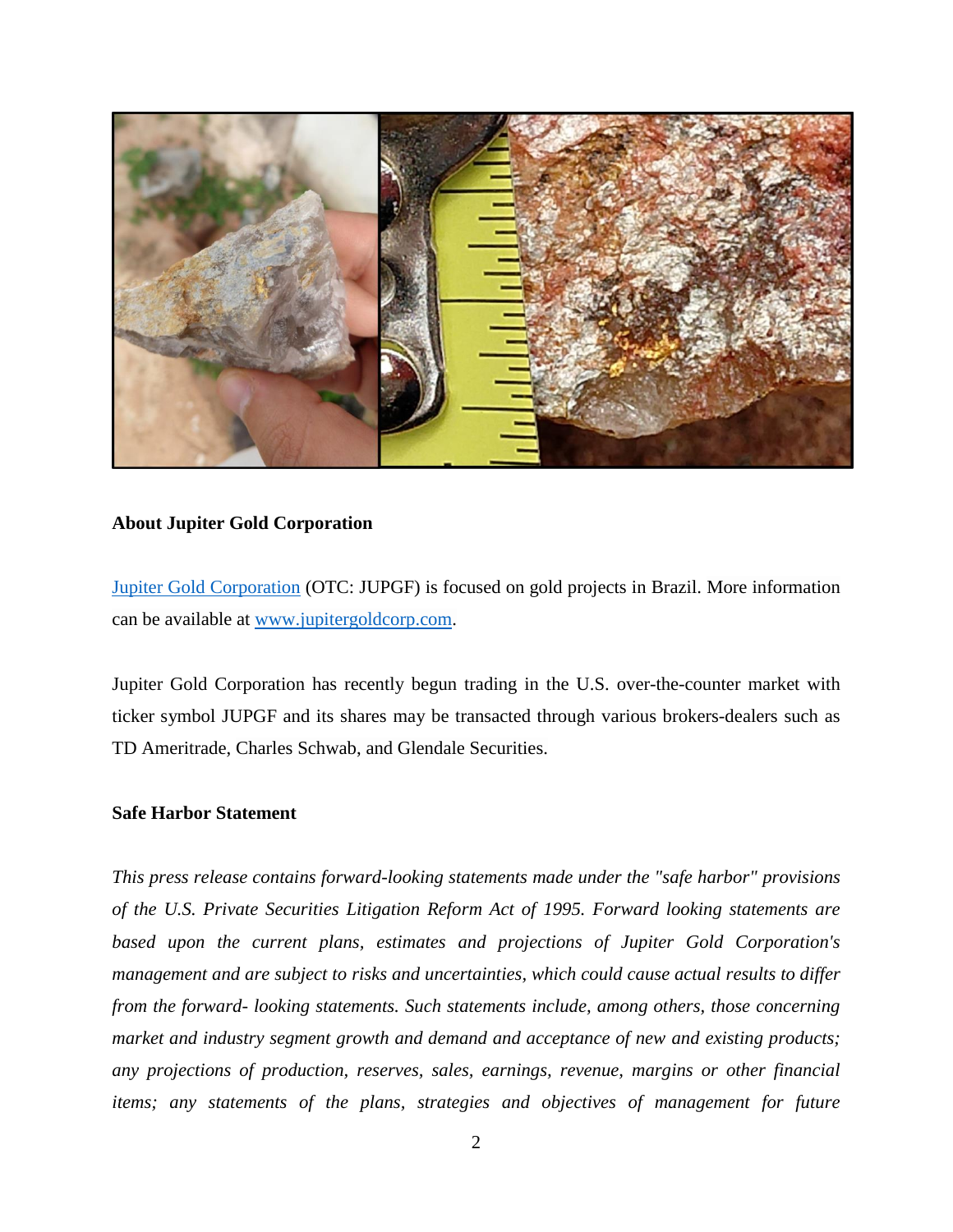**About Jupiter Gold Corporation**

[Jupiter Gold Corporation](http://www.jupitergoldcorp.com) (OTC: JUPGF) is focused on gold projects in Brazil. More information can be available at [www.jupitergoldcorp.com](http://www.jupitergoldcorp.com).

Jupiter Gold Corporation has recently begun trading in the U.S. over-the-counter market with ticker symbol JUPGF and its shares may be transacted through various brokers-dealers such as TD Ameritrade, Charles Schwab, and Glendale Securities.

**Safe Harbor Statement**

*This press release contains forward-looking statements made under the "safe harbor" provisions of the U.S. Private Securities Litigation Reform Act of 1995. Forward looking statements are based upon the current plans, estimates and projections of Jupiter Gold Corporation's management and are subject to risks and uncertainties, which could cause actual results to differ from the forward- looking statements. Such statements include, among others, those concerning market and industry segment growth and demand and acceptance of new and existing products; any projections of production, reserves, sales, earnings, revenue, margins or other financial items; any statements of the plans, strategies and objectives of management for future*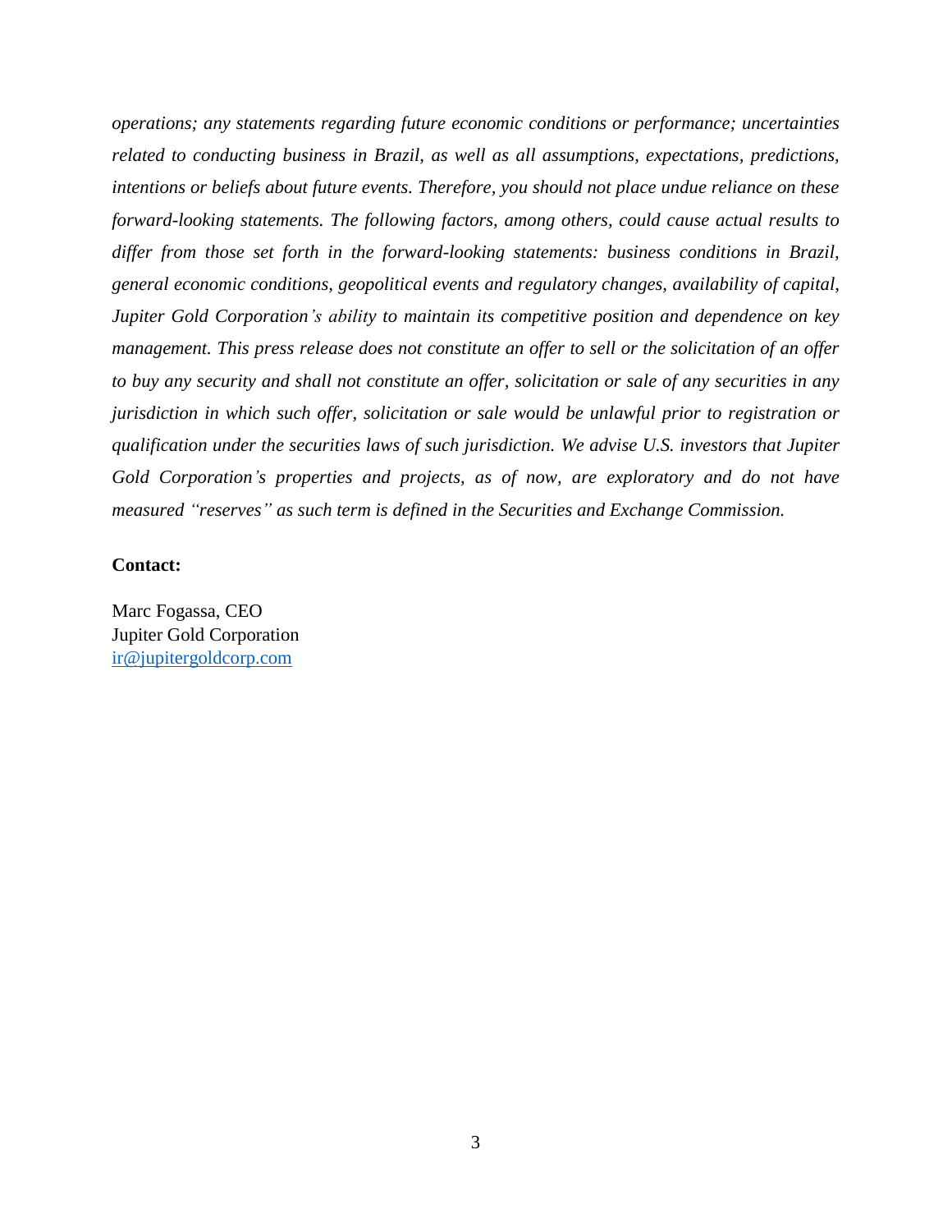*operations; any statements regarding future economic conditions or performance; uncertainties related to conducting business in Brazil, as well as all assumptions, expectations, predictions, intentions or beliefs about future events. Therefore, you should not place undue reliance on these forward-looking statements. The following factors, among others, could cause actual results to differ from those set forth in the forward-looking statements: business conditions in Brazil, general economic conditions, geopolitical events and regulatory changes, availability of capital, Jupiter Gold Corporation's ability to maintain its competitive position and dependence on key management. This press release does not constitute an offer to sell or the solicitation of an offer to buy any security and shall not constitute an offer, solicitation or sale of any securities in any jurisdiction in which such offer, solicitation or sale would be unlawful prior to registration or qualification under the securities laws of such jurisdiction. We advise U.S. investors that Jupiter Gold Corporation's properties and projects, as of now, are exploratory and do not have measured "reserves" as such term is defined in the Securities and Exchange Commission.*

**Contact:**

Marc Fogassa, CEO
Jupiter Gold Corporation
ir@jupitergoldcorp.com